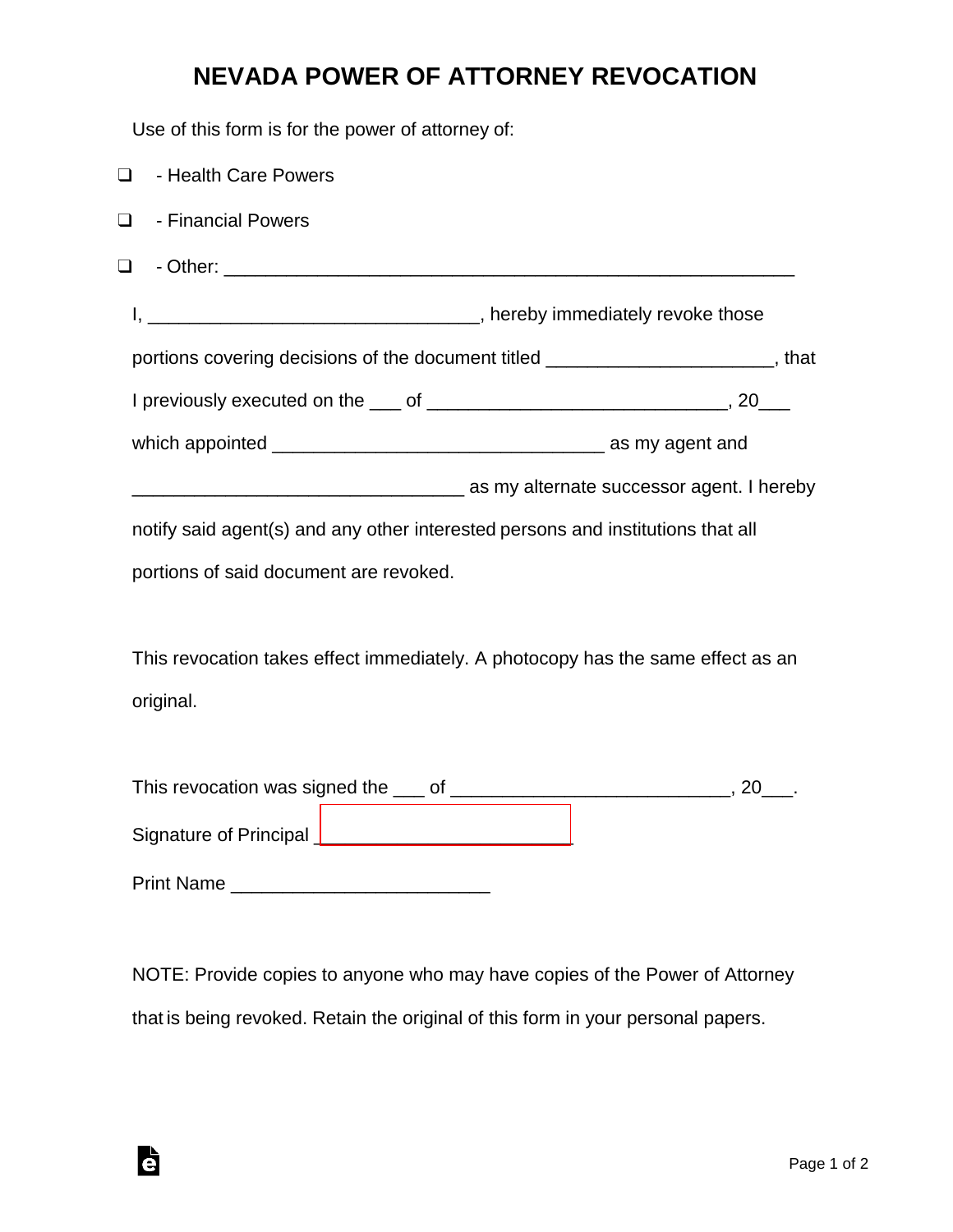# NEVADA POWER OF ATTORNEY REVOCATION

Use of this form is for the power of attorney of:

- ☐ - Health Care Powers
- ☐ - Financial Powers
- ☐ - Other: ________________________________________________________

I, ________________________________, hereby immediately revoke those portions covering decisions of the document titled ______________________, that I previously executed on the ___ of _____________________________, 20___ which appointed ________________________________ as my agent and ________________________________ as my alternate successor agent. I hereby notify said agent(s) and any other interested persons and institutions that all portions of said document are revoked.

This revocation takes effect immediately. A photocopy has the same effect as an original.

This revocation was signed the ___ of ___________________________, 20___.

Signature of Principal ________________________

Print Name _________________________

NOTE: Provide copies to anyone who may have copies of the Power of Attorney that is being revoked. Retain the original of this form in your personal papers.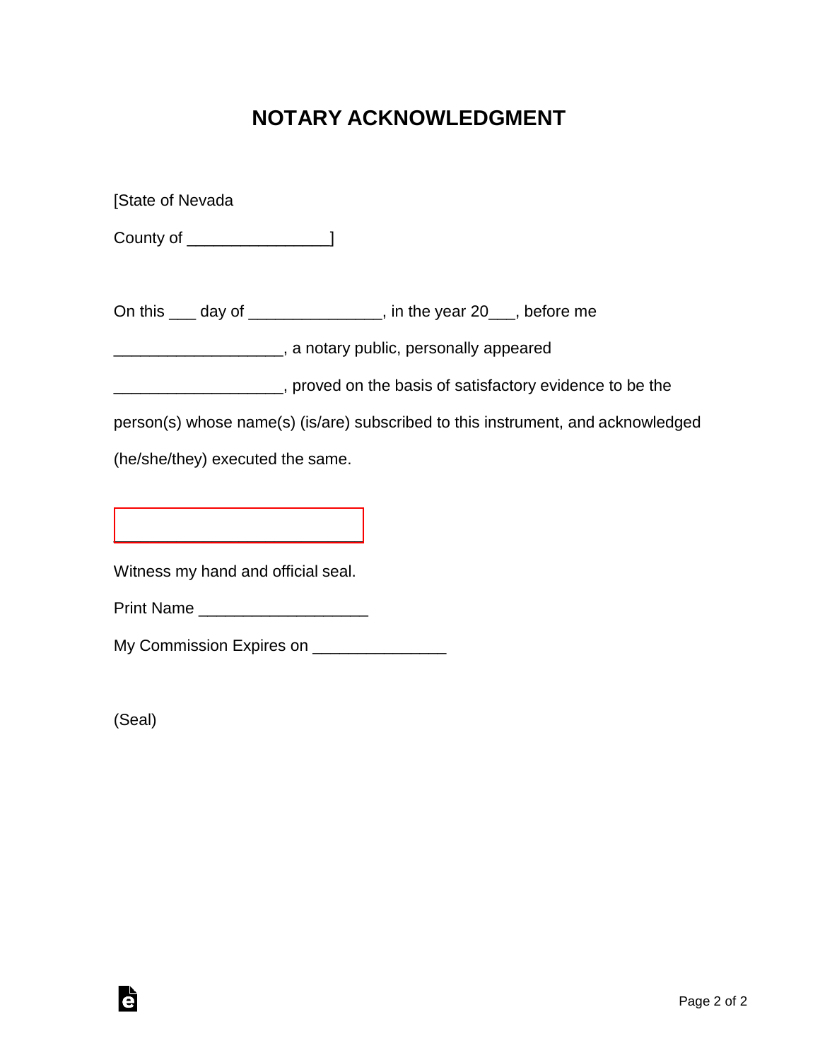# NOTARY ACKNOWLEDGMENT

[State of Nevada

County of ________________]

On this ___ day of _______________, in the year 20___, before me

___________________, a notary public, personally appeared

___________________, proved on the basis of satisfactory evidence to be the person(s) whose name(s) (is/are) subscribed to this instrument, and acknowledged (he/she/they) executed the same.

____________________________

Witness my hand and official seal.

Print Name ___________________

My Commission Expires on _______________

(Seal)